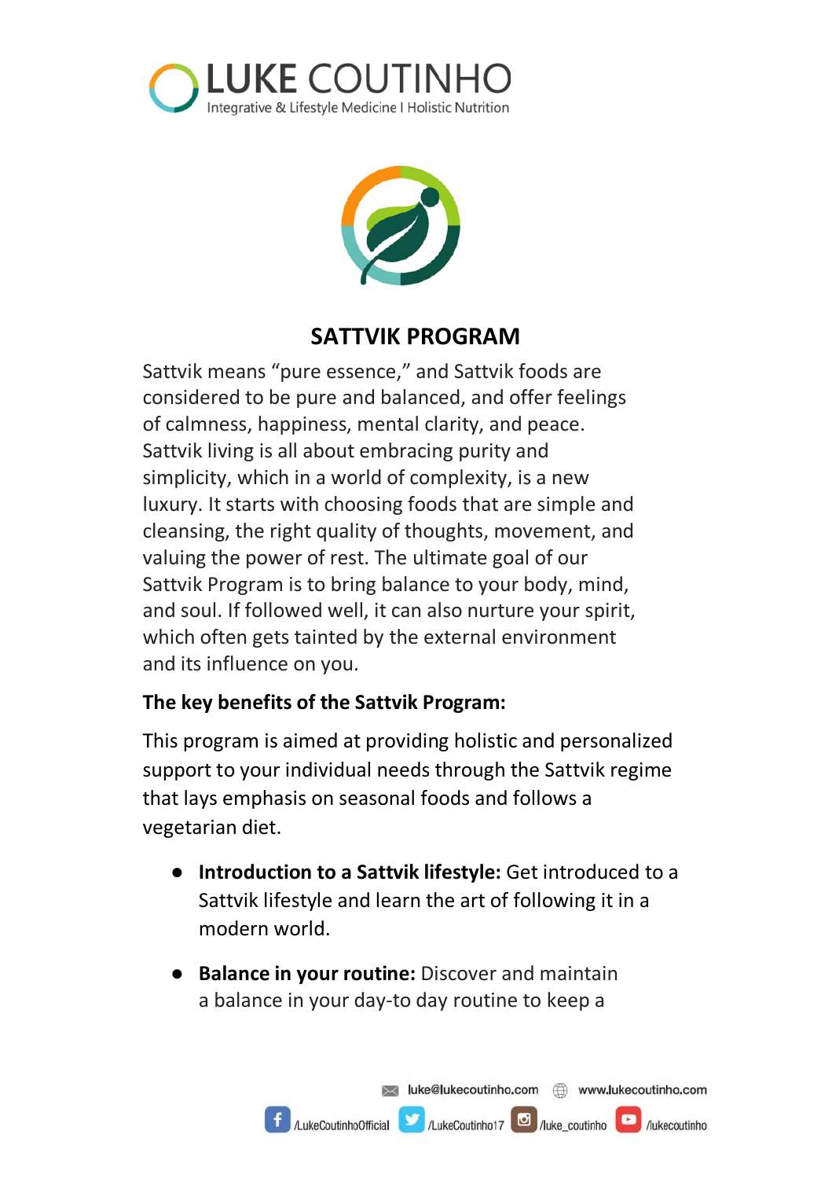# SATTVIK PROGRAM

Sattvik means "pure essence," and Sattvik foods are considered to be pure and balanced, and offer feelings of calmness, happiness, mental clarity, and peace. Sattvik living is all about embracing purity and simplicity, which in a world of complexity, is a new luxury. It starts with choosing foods that are simple and cleansing, the right quality of thoughts, movement, and valuing the power of rest. The ultimate goal of our Sattvik Program is to bring balance to your body, mind, and soul. If followed well, it can also nurture your spirit, which often gets tainted by the external environment and its influence on you.

**The key benefits of the Sattvik Program:**

This program is aimed at providing holistic and personalized support to your individual needs through the Sattvik regime that lays emphasis on seasonal foods and follows a vegetarian diet.

- **Introduction to a Sattvik lifestyle:** Get introduced to a Sattvik lifestyle and learn the art of following it in a modern world.
- **Balance in your routine:** Discover and maintain a balance in your day-to day routine to keep a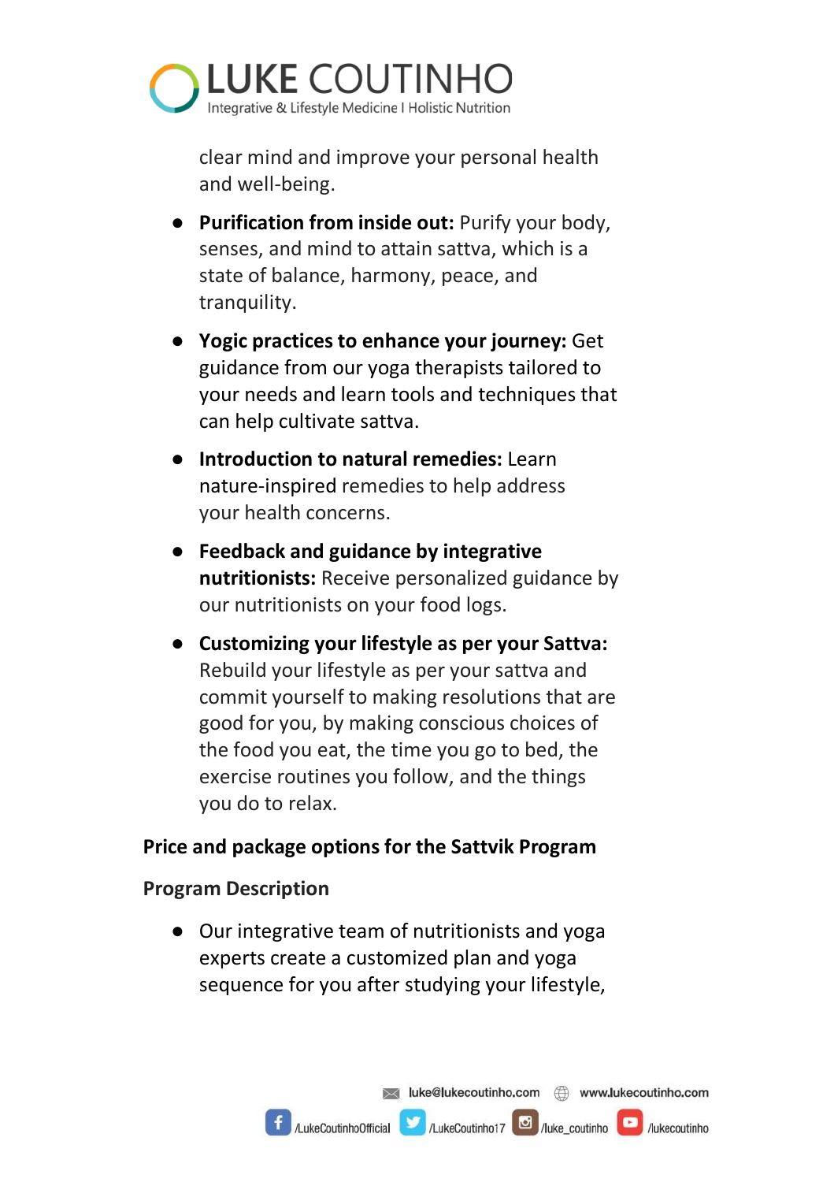clear mind and improve your personal health and well-being.

- **Purification from inside out:** Purify your body, senses, and mind to attain sattva, which is a state of balance, harmony, peace, and tranquility.
- **Yogic practices to enhance your journey:** Get guidance from our yoga therapists tailored to your needs and learn tools and techniques that can help cultivate sattva.
- **Introduction to natural remedies:** Learn nature-inspired remedies to help address your health concerns.
- **Feedback and guidance by integrative nutritionists:** Receive personalized guidance by our nutritionists on your food logs.
- **Customizing your lifestyle as per your Sattva:** Rebuild your lifestyle as per your sattva and commit yourself to making resolutions that are good for you, by making conscious choices of the food you eat, the time you go to bed, the exercise routines you follow, and the things you do to relax.

**Price and package options for the Sattvik Program**

**Program Description**

- Our integrative team of nutritionists and yoga experts create a customized plan and yoga sequence for you after studying your lifestyle,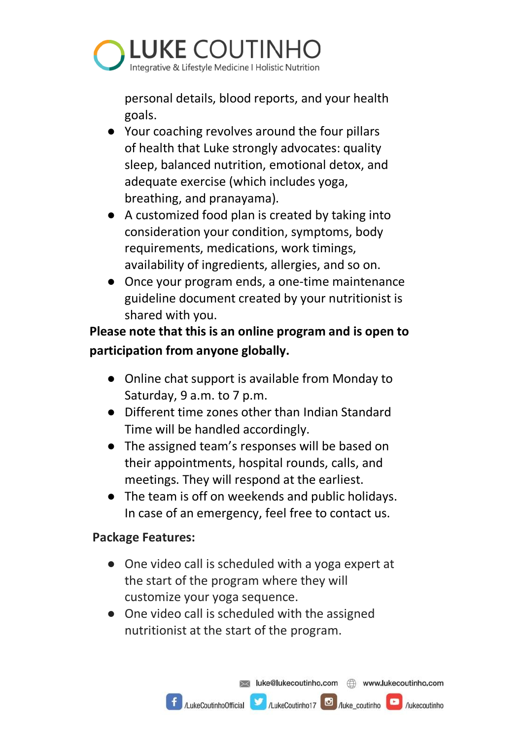personal details, blood reports, and your health goals.

- Your coaching revolves around the four pillars of health that Luke strongly advocates: quality sleep, balanced nutrition, emotional detox, and adequate exercise (which includes yoga, breathing, and pranayama).
- A customized food plan is created by taking into consideration your condition, symptoms, body requirements, medications, work timings, availability of ingredients, allergies, and so on.
- Once your program ends, a one-time maintenance guideline document created by your nutritionist is shared with you.

**Please note that this is an online program and is open to participation from anyone globally.**

- Online chat support is available from Monday to Saturday, 9 a.m. to 7 p.m.
- Different time zones other than Indian Standard Time will be handled accordingly.
- The assigned team's responses will be based on their appointments, hospital rounds, calls, and meetings. They will respond at the earliest.
- The team is off on weekends and public holidays. In case of an emergency, feel free to contact us.

**Package Features:**

- One video call is scheduled with a yoga expert at the start of the program where they will customize your yoga sequence.
- One video call is scheduled with the assigned nutritionist at the start of the program.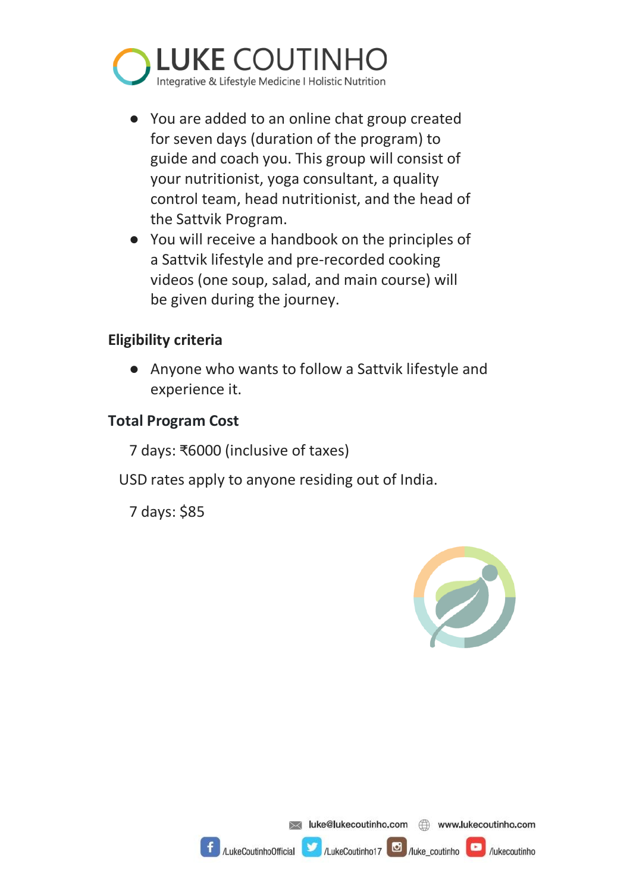- You are added to an online chat group created for seven days (duration of the program) to guide and coach you. This group will consist of your nutritionist, yoga consultant, a quality control team, head nutritionist, and the head of the Sattvik Program.
- You will receive a handbook on the principles of a Sattvik lifestyle and pre-recorded cooking videos (one soup, salad, and main course) will be given during the journey.

**Eligibility criteria**

- Anyone who wants to follow a Sattvik lifestyle and experience it.

**Total Program Cost**

7 days: ₹6000 (inclusive of taxes)

USD rates apply to anyone residing out of India.

7 days: $85